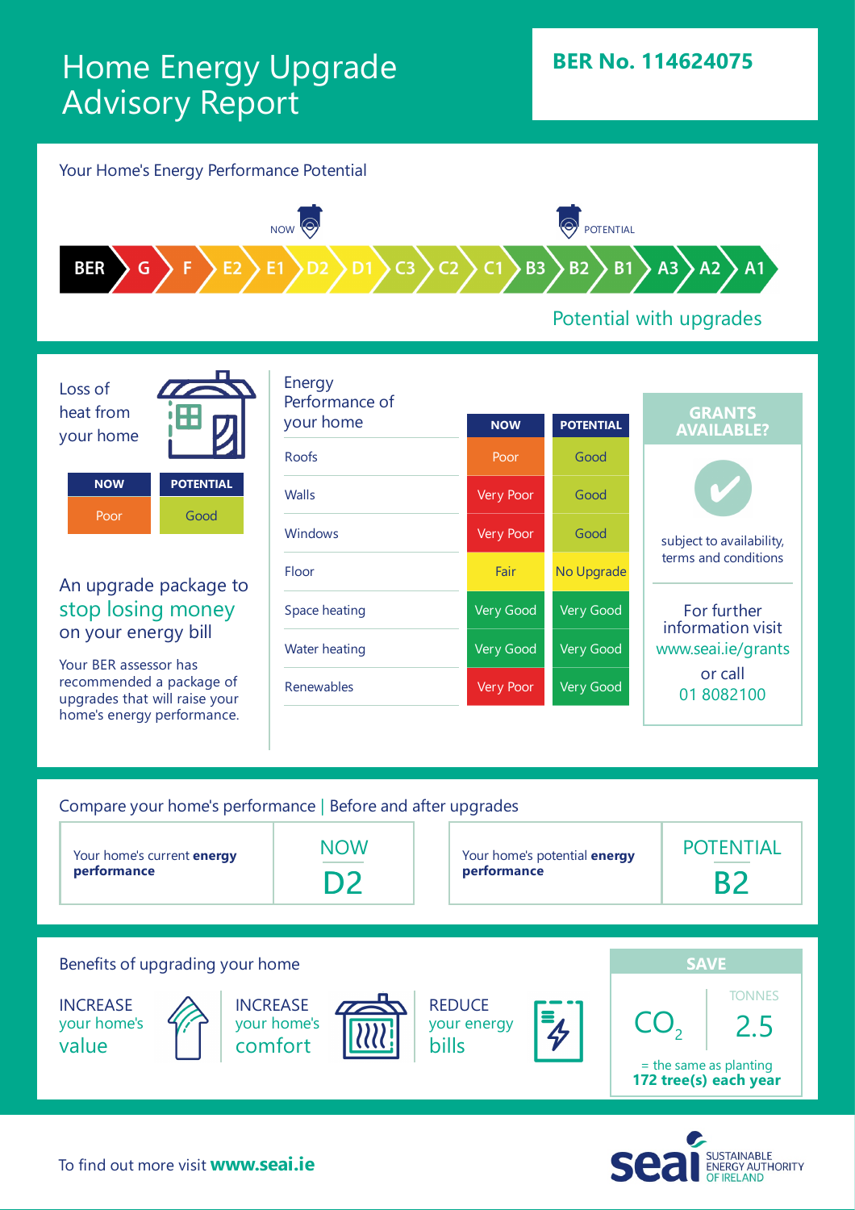# Home Energy Upgrade Advisory Report

**BER No. 114624075**

## Your Home's Energy Performance Potential

BER | G | F | E2 | E1 | D2 (NOW) | D1 | C3 | C2 | C1 | B3 | B2 (POTENTIAL) | B1 | A3 | A2 | A1

Potential with upgrades

## Loss of heat from your home

| NOW | POTENTIAL |
|---|---|
| Poor | Good |

## An upgrade package to stop losing money on your energy bill

Your BER assessor has recommended a package of upgrades that will raise your home's energy performance.

## Energy Performance of your home

| | NOW | POTENTIAL |
|---|---|---|
| Roofs | Poor | Good |
| Walls | Very Poor | Good |
| Windows | Very Poor | Good |
| Floor | Fair | No Upgrade |
| Space heating | Very Good | Very Good |
| Water heating | Very Good | Very Good |
| Renewables | Very Poor | Very Good |

## GRANTS AVAILABLE?

✔

subject to availability, terms and conditions

For further information visit www.seai.ie/grants or call 01 8082100

## Compare your home's performance | Before and after upgrades

| Your home's current **energy performance** | NOW D2 |
|---|---|

| Your home's potential **energy performance** | POTENTIAL B2 |
|---|---|

## Benefits of upgrading your home

INCREASE your home's value

INCREASE your home's comfort

REDUCE your energy bills

**SAVE**

$CO_2$ 2.5 TONNES

= the same as planting **172 tree(s) each year**

To find out more visit **www.seai.ie**

seai SUSTAINABLE ENERGY AUTHORITY OF IRELAND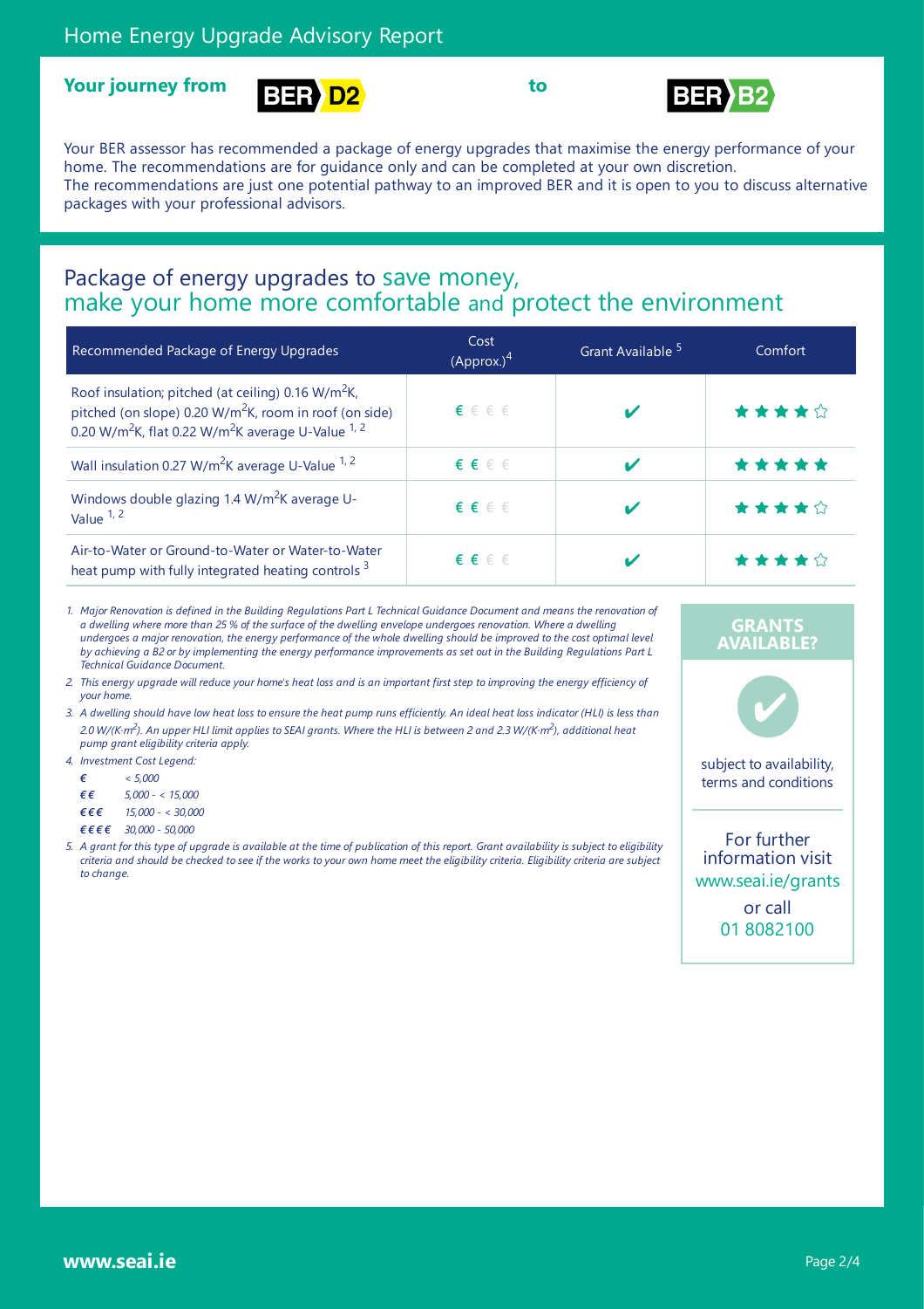# Home Energy Upgrade Advisory Report

**Your journey from** BER D2 **to** BER B2

Your BER assessor has recommended a package of energy upgrades that maximise the energy performance of your home. The recommendations are for guidance only and can be completed at your own discretion.
The recommendations are just one potential pathway to an improved BER and it is open to you to discuss alternative packages with your professional advisors.

## Package of energy upgrades to save money, make your home more comfortable and protect the environment

| Recommended Package of Energy Upgrades | Cost (Approx.)[4] | Grant Available [5] | Comfort |
|---|---|---|---|
| Roof insulation; pitched (at ceiling) 0.16 $W/m^2K$, pitched (on slope) 0.20 $W/m^2K$, room in roof (on side) 0.20 $W/m^2K$, flat 0.22 $W/m^2K$ average U-Value [1, 2] | € | ✔ | ★★★★☆ |
| Wall insulation 0.27 $W/m^2K$ average U-Value [1, 2] | €€ | ✔ | ★★★★★ |
| Windows double glazing 1.4 $W/m^2K$ average U-Value [1, 2] | €€ | ✔ | ★★★★☆ |
| Air-to-Water or Ground-to-Water or Water-to-Water heat pump with fully integrated heating controls [3] | €€ | ✔ | ★★★★☆ |

1. *Major Renovation is defined in the Building Regulations Part L Technical Guidance Document and means the renovation of a dwelling where more than 25 % of the surface of the dwelling envelope undergoes renovation. Where a dwelling undergoes a major renovation, the energy performance of the whole dwelling should be improved to the cost optimal level by achieving a B2 or by implementing the energy performance improvements as set out in the Building Regulations Part L Technical Guidance Document.*
2. *This energy upgrade will reduce your home's heat loss and is an important first step to improving the energy efficiency of your home.*
3. *A dwelling should have low heat loss to ensure the heat pump runs efficiently. An ideal heat loss indicator (HLI) is less than 2.0 $W/(K{\cdot}m^2)$. An upper HLI limit applies to SEAI grants. Where the HLI is between 2 and 2.3 $W/(K{\cdot}m^2)$, additional heat pump grant eligibility criteria apply.*
4. *Investment Cost Legend:*
   - *€ < 5,000*
   - *€€ 5,000 - < 15,000*
   - *€€€ 15,000 - < 30,000*
   - *€€€€ 30,000 - 50,000*
5. *A grant for this type of upgrade is available at the time of publication of this report. Grant availability is subject to eligibility criteria and should be checked to see if the works to your own home meet the eligibility criteria. Eligibility criteria are subject to change.*

**GRANTS AVAILABLE?**

✔

subject to availability, terms and conditions

For further information visit www.seai.ie/grants or call 01 8082100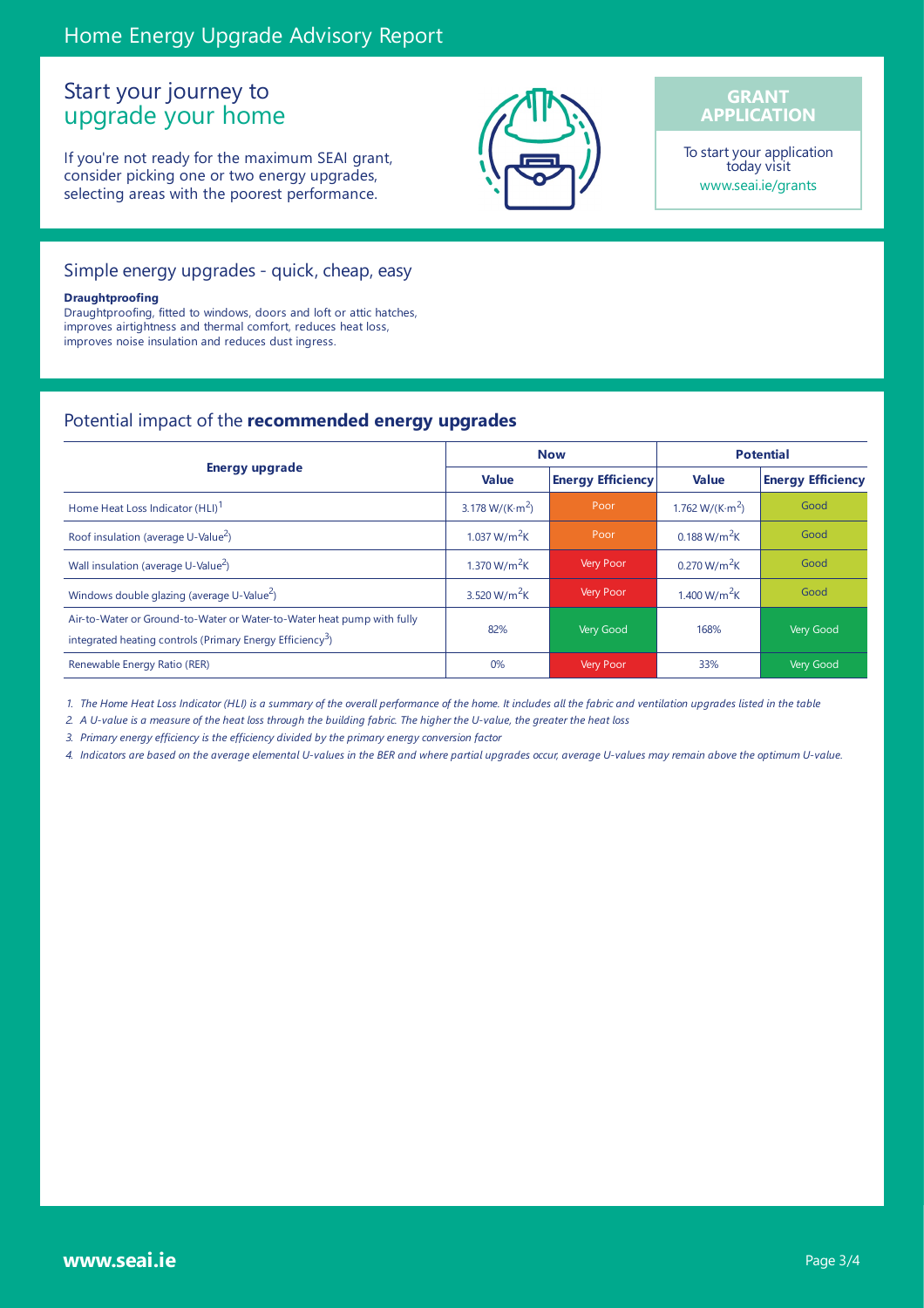# Home Energy Upgrade Advisory Report

## Start your journey to upgrade your home

If you're not ready for the maximum SEAI grant, consider picking one or two energy upgrades, selecting areas with the poorest performance.

**GRANT APPLICATION**

To start your application today visit www.seai.ie/grants

## Simple energy upgrades - quick, cheap, easy

**Draughtproofing**
Draughtproofing, fitted to windows, doors and loft or attic hatches, improves airtightness and thermal comfort, reduces heat loss, improves noise insulation and reduces dust ingress.

## Potential impact of the **recommended energy upgrades**

| Energy upgrade | Now | | Potential | |
|---|---|---|---|---|
| | Value | Energy Efficiency | Value | Energy Efficiency |
| Home Heat Loss Indicator (HLI)[1] | 3.178 $W/(K{\cdot}m^2)$ | Poor | 1.762 $W/(K{\cdot}m^2)$ | Good |
| Roof insulation (average U-Value[2]) | 1.037 $W/m^2K$ | Poor | 0.188 $W/m^2K$ | Good |
| Wall insulation (average U-Value[2]) | 1.370 $W/m^2K$ | Very Poor | 0.270 $W/m^2K$ | Good |
| Windows double glazing (average U-Value[2]) | 3.520 $W/m^2K$ | Very Poor | 1.400 $W/m^2K$ | Good |
| Air-to-Water or Ground-to-Water or Water-to-Water heat pump with fully integrated heating controls (Primary Energy Efficiency[3]) | 82% | Very Good | 168% | Very Good |
| Renewable Energy Ratio (RER) | 0% | Very Poor | 33% | Very Good |

*1. The Home Heat Loss Indicator (HLI) is a summary of the overall performance of the home. It includes all the fabric and ventilation upgrades listed in the table*

*2. A U-value is a measure of the heat loss through the building fabric. The higher the U-value, the greater the heat loss*

*3. Primary energy efficiency is the efficiency divided by the primary energy conversion factor*

*4. Indicators are based on the average elemental U-values in the BER and where partial upgrades occur, average U-values may remain above the optimum U-value.*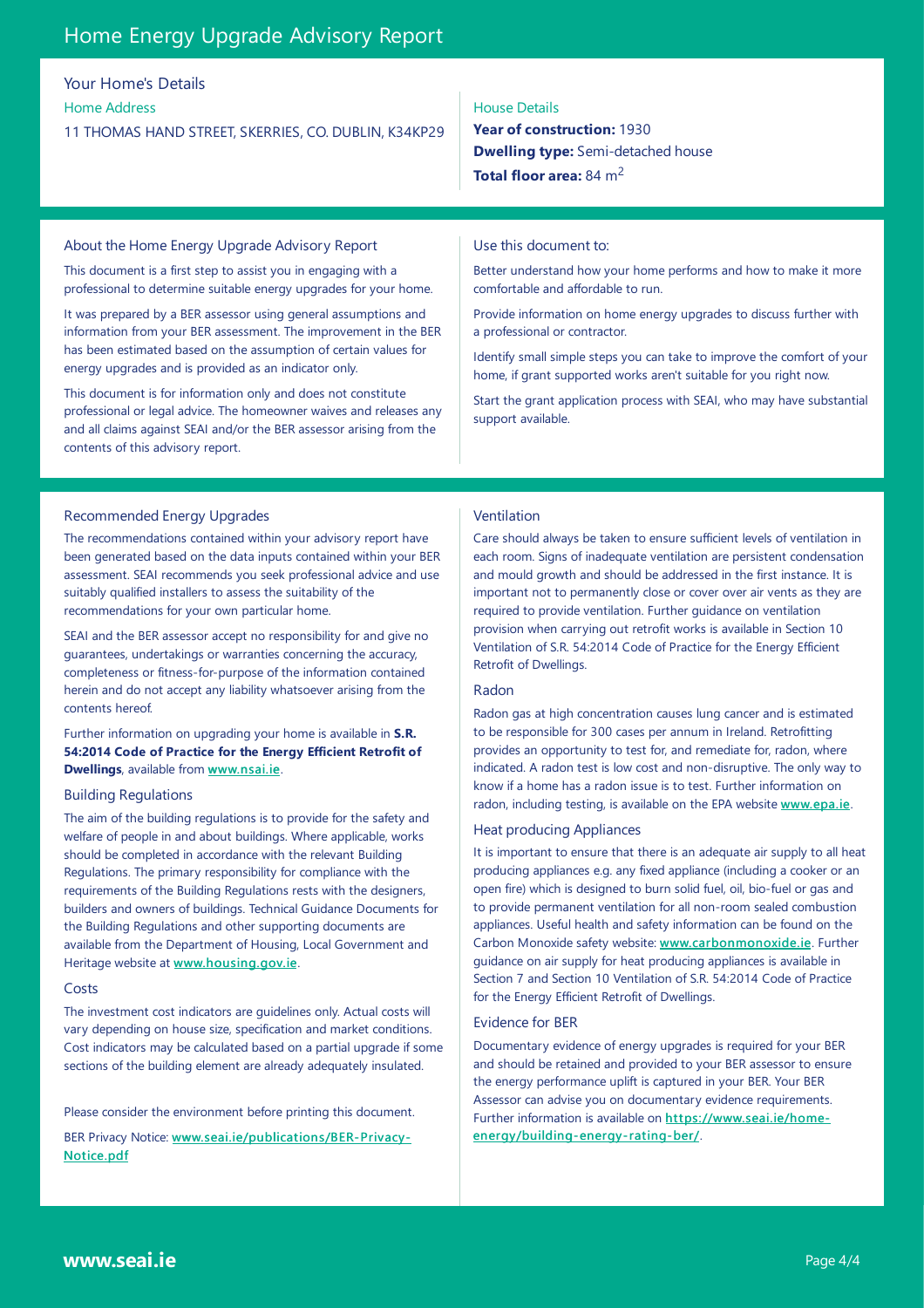# Home Energy Upgrade Advisory Report

## Your Home's Details

### Home Address

11 THOMAS HAND STREET, SKERRIES, CO. DUBLIN, K34KP29

### House Details

**Year of construction:** 1930

**Dwelling type:** Semi-detached house

**Total floor area:** 84 m$^2$

## About the Home Energy Upgrade Advisory Report

This document is a first step to assist you in engaging with a professional to determine suitable energy upgrades for your home.

It was prepared by a BER assessor using general assumptions and information from your BER assessment. The improvement in the BER has been estimated based on the assumption of certain values for energy upgrades and is provided as an indicator only.

This document is for information only and does not constitute professional or legal advice. The homeowner waives and releases any and all claims against SEAI and/or the BER assessor arising from the contents of this advisory report.

## Use this document to:

Better understand how your home performs and how to make it more comfortable and affordable to run.

Provide information on home energy upgrades to discuss further with a professional or contractor.

Identify small simple steps you can take to improve the comfort of your home, if grant supported works aren't suitable for you right now.

Start the grant application process with SEAI, who may have substantial support available.

## Recommended Energy Upgrades

The recommendations contained within your advisory report have been generated based on the data inputs contained within your BER assessment. SEAI recommends you seek professional advice and use suitably qualified installers to assess the suitability of the recommendations for your own particular home.

SEAI and the BER assessor accept no responsibility for and give no guarantees, undertakings or warranties concerning the accuracy, completeness or fitness-for-purpose of the information contained herein and do not accept any liability whatsoever arising from the contents hereof.

Further information on upgrading your home is available in **S.R. 54:2014 Code of Practice for the Energy Efficient Retrofit of Dwellings**, available from **www.nsai.ie**.

## Building Regulations

The aim of the building regulations is to provide for the safety and welfare of people in and about buildings. Where applicable, works should be completed in accordance with the relevant Building Regulations. The primary responsibility for compliance with the requirements of the Building Regulations rests with the designers, builders and owners of buildings. Technical Guidance Documents for the Building Regulations and other supporting documents are available from the Department of Housing, Local Government and Heritage website at **www.housing.gov.ie**.

## Costs

The investment cost indicators are guidelines only. Actual costs will vary depending on house size, specification and market conditions. Cost indicators may be calculated based on a partial upgrade if some sections of the building element are already adequately insulated.

Please consider the environment before printing this document.

BER Privacy Notice: **www.seai.ie/publications/BER-Privacy-Notice.pdf**

## Ventilation

Care should always be taken to ensure sufficient levels of ventilation in each room. Signs of inadequate ventilation are persistent condensation and mould growth and should be addressed in the first instance. It is important not to permanently close or cover over air vents as they are required to provide ventilation. Further guidance on ventilation provision when carrying out retrofit works is available in Section 10 Ventilation of S.R. 54:2014 Code of Practice for the Energy Efficient Retrofit of Dwellings.

## Radon

Radon gas at high concentration causes lung cancer and is estimated to be responsible for 300 cases per annum in Ireland. Retrofitting provides an opportunity to test for, and remediate for, radon, where indicated. A radon test is low cost and non-disruptive. The only way to know if a home has a radon issue is to test. Further information on radon, including testing, is available on the EPA website **www.epa.ie**.

## Heat producing Appliances

It is important to ensure that there is an adequate air supply to all heat producing appliances e.g. any fixed appliance (including a cooker or an open fire) which is designed to burn solid fuel, oil, bio-fuel or gas and to provide permanent ventilation for all non-room sealed combustion appliances. Useful health and safety information can be found on the Carbon Monoxide safety website: **www.carbonmonoxide.ie**. Further guidance on air supply for heat producing appliances is available in Section 7 and Section 10 Ventilation of S.R. 54:2014 Code of Practice for the Energy Efficient Retrofit of Dwellings.

## Evidence for BER

Documentary evidence of energy upgrades is required for your BER and should be retained and provided to your BER assessor to ensure the energy performance uplift is captured in your BER. Your BER Assessor can advise you on documentary evidence requirements. Further information is available on **https://www.seai.ie/home-energy/building-energy-rating-ber/**.